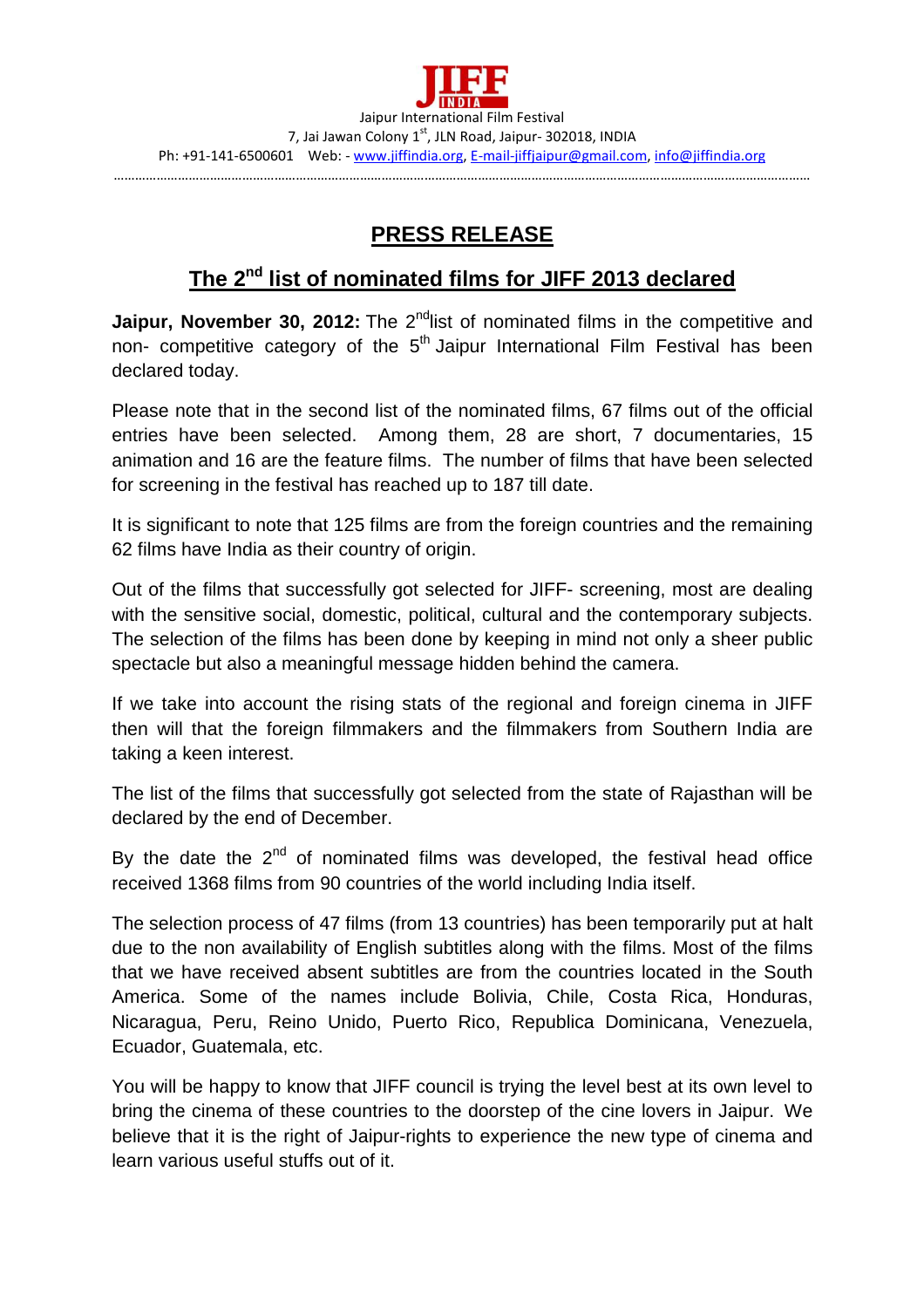**JIFF INDIA**

Jaipur International Film Festival

7, Jai Jawan Colony 1st, JLN Road, Jaipur- 302018, INDIA

Ph: +91-141-6500601 Web: - www.jiffindia.org, E-mail-jiffjaipur@gmail.com, info@jiffindia.org

# PRESS RELEASE

## The 2nd list of nominated films for JIFF 2013 declared

**Jaipur, November 30, 2012:** The 2nd list of nominated films in the competitive and non- competitive category of the 5th Jaipur International Film Festival has been declared today.

Please note that in the second list of the nominated films, 67 films out of the official entries have been selected. Among them, 28 are short, 7 documentaries, 15 animation and 16 are the feature films. The number of films that have been selected for screening in the festival has reached up to 187 till date.

It is significant to note that 125 films are from the foreign countries and the remaining 62 films have India as their country of origin.

Out of the films that successfully got selected for JIFF- screening, most are dealing with the sensitive social, domestic, political, cultural and the contemporary subjects. The selection of the films has been done by keeping in mind not only a sheer public spectacle but also a meaningful message hidden behind the camera.

If we take into account the rising stats of the regional and foreign cinema in JIFF then will that the foreign filmmakers and the filmmakers from Southern India are taking a keen interest.

The list of the films that successfully got selected from the state of Rajasthan will be declared by the end of December.

By the date the 2nd of nominated films was developed, the festival head office received 1368 films from 90 countries of the world including India itself.

The selection process of 47 films (from 13 countries) has been temporarily put at halt due to the non availability of English subtitles along with the films. Most of the films that we have received absent subtitles are from the countries located in the South America. Some of the names include Bolivia, Chile, Costa Rica, Honduras, Nicaragua, Peru, Reino Unido, Puerto Rico, Republica Dominicana, Venezuela, Ecuador, Guatemala, etc.

You will be happy to know that JIFF council is trying the level best at its own level to bring the cinema of these countries to the doorstep of the cine lovers in Jaipur. We believe that it is the right of Jaipur-rights to experience the new type of cinema and learn various useful stuffs out of it.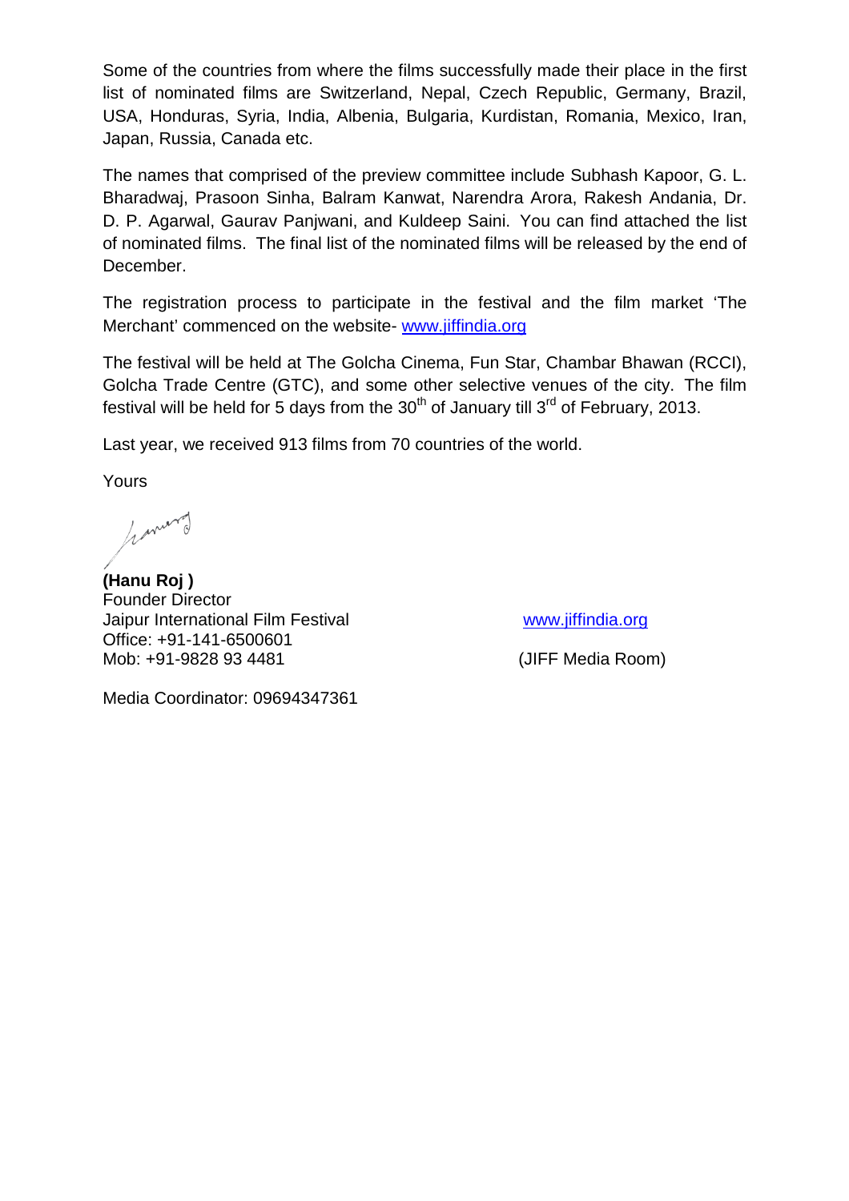Some of the countries from where the films successfully made their place in the first list of nominated films are Switzerland, Nepal, Czech Republic, Germany, Brazil, USA, Honduras, Syria, India, Albenia, Bulgaria, Kurdistan, Romania, Mexico, Iran, Japan, Russia, Canada etc.

The names that comprised of the preview committee include Subhash Kapoor, G. L. Bharadwaj, Prasoon Sinha, Balram Kanwat, Narendra Arora, Rakesh Andania, Dr. D. P. Agarwal, Gaurav Panjwani, and Kuldeep Saini. You can find attached the list of nominated films. The final list of the nominated films will be released by the end of December.

The registration process to participate in the festival and the film market 'The Merchant' commenced on the website- www.jiffindia.org

The festival will be held at The Golcha Cinema, Fun Star, Chambar Bhawan (RCCI), Golcha Trade Centre (GTC), and some other selective venues of the city. The film festival will be held for 5 days from the 30th of January till 3rd of February, 2013.

Last year, we received 913 films from 70 countries of the world.

Yours

**(Hanu Roj )**
Founder Director
Jaipur International Film Festival
Office: +91-141-6500601
Mob: +91-9828 93 4481

www.jiffindia.org
(JIFF Media Room)

Media Coordinator: 09694347361